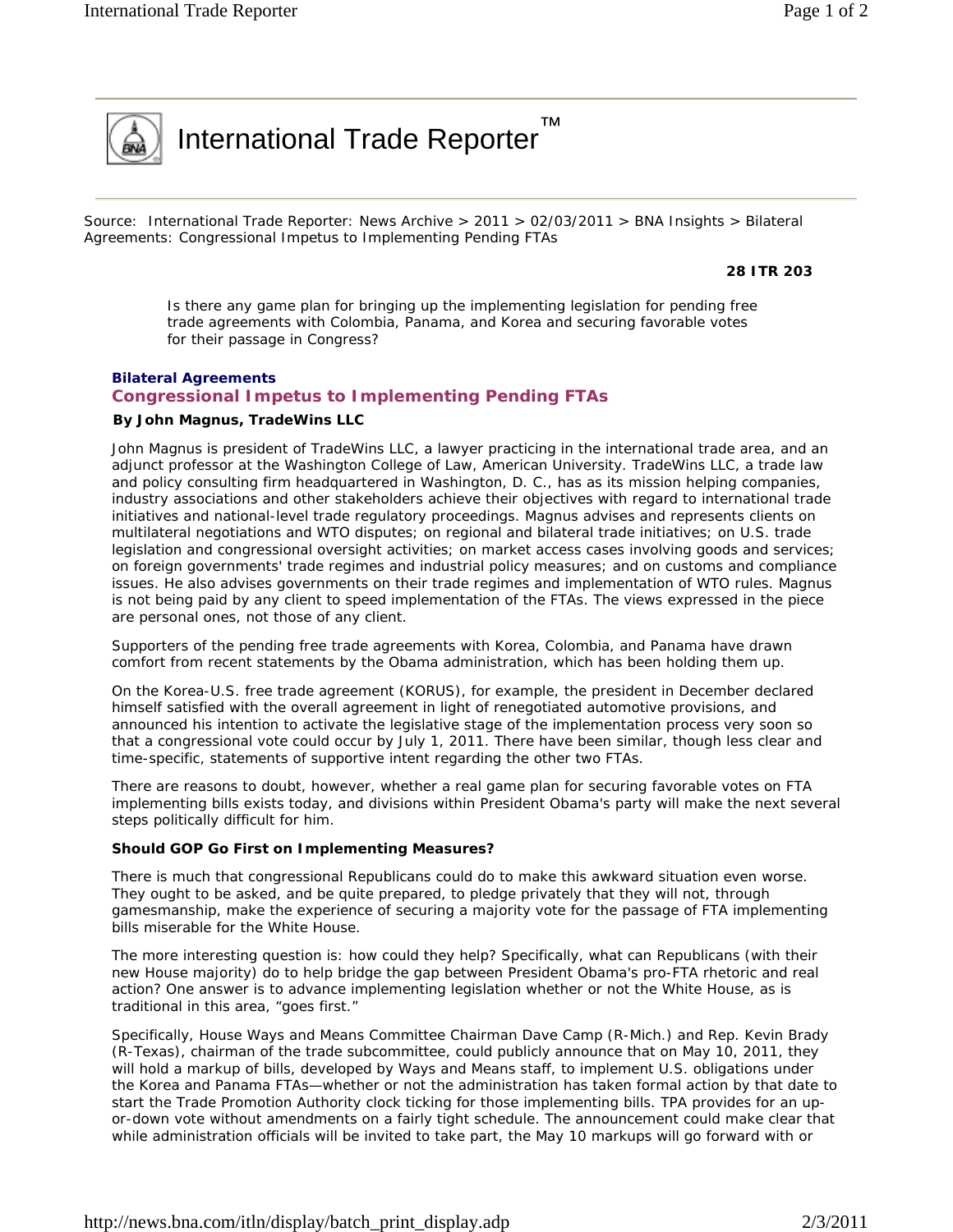# International Trade Reporter™

Source: International Trade Reporter: News Archive > 2011 > 02/03/2011 > BNA Insights > Bilateral Agreements: Congressional Impetus to Implementing Pending FTAs

**28 ITR 203**

*Is there any game plan for bringing up the implementing legislation for pending free trade agreements with Colombia, Panama, and Korea and securing favorable votes for their passage in Congress?*

**Bilateral Agreements**

## Congressional Impetus to Implementing Pending FTAs

**By John Magnus, TradeWins LLC**

John Magnus is president of TradeWins LLC, a lawyer practicing in the international trade area, and an adjunct professor at the Washington College of Law, American University. TradeWins LLC, a trade law and policy consulting firm headquartered in Washington, D. C., has as its mission helping companies, industry associations and other stakeholders achieve their objectives with regard to international trade initiatives and national-level trade regulatory proceedings. Magnus advises and represents clients on multilateral negotiations and WTO disputes; on regional and bilateral trade initiatives; on U.S. trade legislation and congressional oversight activities; on market access cases involving goods and services; on foreign governments' trade regimes and industrial policy measures; and on customs and compliance issues. He also advises governments on their trade regimes and implementation of WTO rules. Magnus is not being paid by any client to speed implementation of the FTAs. The views expressed in the piece are personal ones, not those of any client.

Supporters of the pending free trade agreements with Korea, Colombia, and Panama have drawn comfort from recent statements by the Obama administration, which has been holding them up.

On the Korea-U.S. free trade agreement (KORUS), for example, the president in December declared himself satisfied with the overall agreement in light of renegotiated automotive provisions, and announced his intention to activate the legislative stage of the implementation process very soon so that a congressional vote could occur by July 1, 2011. There have been similar, though less clear and time-specific, statements of supportive intent regarding the other two FTAs.

There are reasons to doubt, however, whether a real game plan for securing favorable votes on FTA implementing bills exists today, and divisions within President Obama's party will make the next several steps politically difficult for him.

**Should GOP Go First on Implementing Measures?**

There is much that congressional Republicans could do to make this awkward situation even worse. They ought to be asked, and be quite prepared, to pledge privately that they will not, through gamesmanship, make the experience of securing a majority vote for the passage of FTA implementing bills miserable for the White House.

The more interesting question is: how could they help? Specifically, what can Republicans (with their new House majority) do to help bridge the gap between President Obama's pro-FTA rhetoric and real action? One answer is to advance implementing legislation whether or not the White House, as is traditional in this area, "goes first."

Specifically, House Ways and Means Committee Chairman Dave Camp (R-Mich.) and Rep. Kevin Brady (R-Texas), chairman of the trade subcommittee, could publicly announce that on May 10, 2011, they will hold a markup of bills, developed by Ways and Means staff, to implement U.S. obligations under the Korea and Panama FTAs—whether or not the administration has taken formal action by that date to start the Trade Promotion Authority clock ticking for those implementing bills. TPA provides for an up-or-down vote without amendments on a fairly tight schedule. The announcement could make clear that while administration officials will be invited to take part, the May 10 markups will go forward with or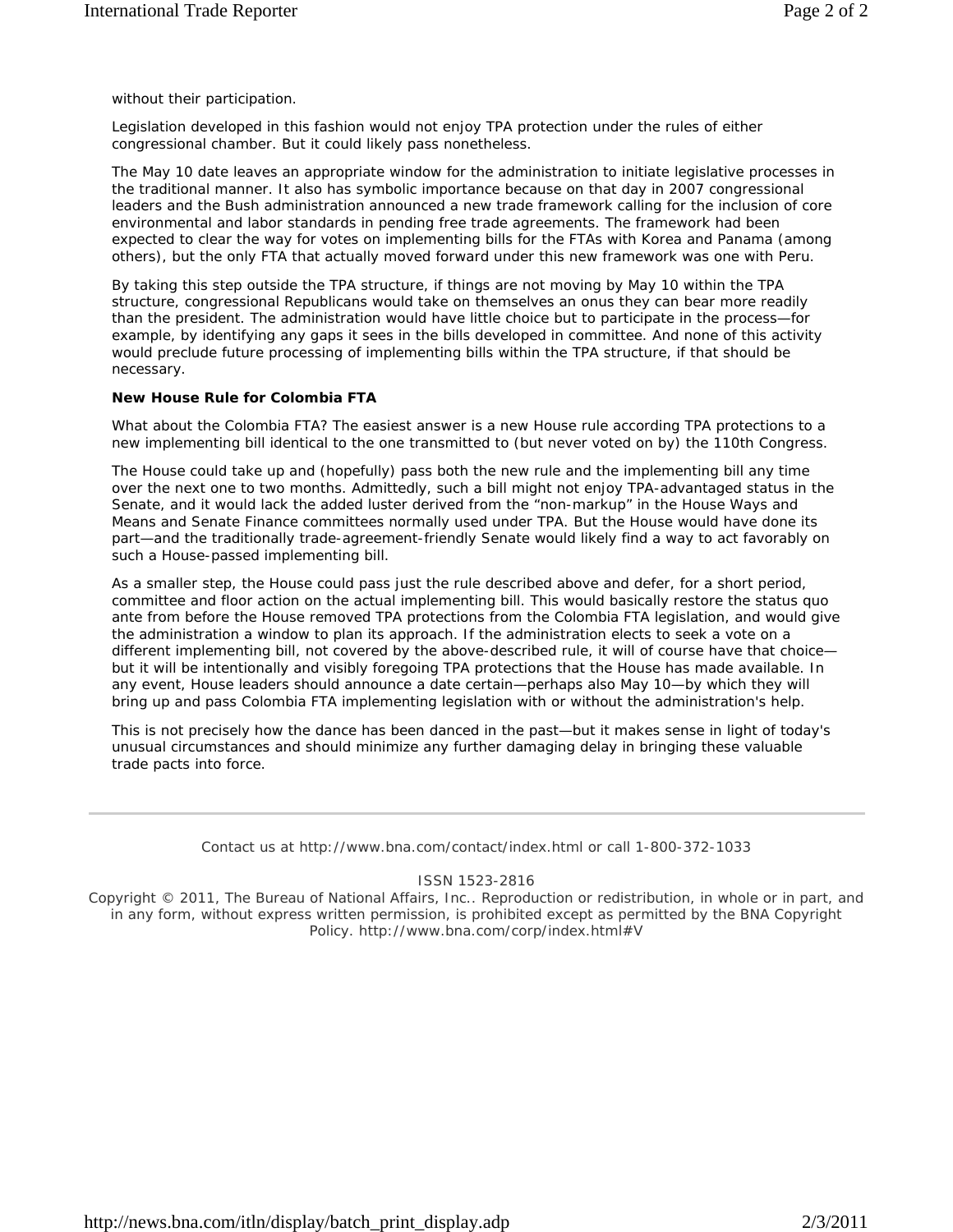without their participation.

Legislation developed in this fashion would not enjoy TPA protection under the rules of either congressional chamber. But it could likely pass nonetheless.

The May 10 date leaves an appropriate window for the administration to initiate legislative processes in the traditional manner. It also has symbolic importance because on that day in 2007 congressional leaders and the Bush administration announced a new trade framework calling for the inclusion of core environmental and labor standards in pending free trade agreements. The framework had been expected to clear the way for votes on implementing bills for the FTAs with Korea and Panama (among others), but the only FTA that actually moved forward under this new framework was one with Peru.

By taking this step outside the TPA structure, if things are not moving by May 10 within the TPA structure, congressional Republicans would take on themselves an onus they can bear more readily than the president. The administration would have little choice but to participate in the process—for example, by identifying any gaps it sees in the bills developed in committee. And none of this activity would preclude future processing of implementing bills within the TPA structure, if that should be necessary.

**New House Rule for Colombia FTA**

What about the Colombia FTA? The easiest answer is a new House rule according TPA protections to a new implementing bill identical to the one transmitted to (but never voted on by) the 110th Congress.

The House could take up and (hopefully) pass both the new rule and the implementing bill any time over the next one to two months. Admittedly, such a bill might not enjoy TPA-advantaged status in the Senate, and it would lack the added luster derived from the "non-markup" in the House Ways and Means and Senate Finance committees normally used under TPA. But the House would have done its part—and the traditionally trade-agreement-friendly Senate would likely find a way to act favorably on such a House-passed implementing bill.

As a smaller step, the House could pass just the rule described above and defer, for a short period, committee and floor action on the actual implementing bill. This would basically restore the status quo ante from before the House removed TPA protections from the Colombia FTA legislation, and would give the administration a window to plan its approach. If the administration elects to seek a vote on a different implementing bill, not covered by the above-described rule, it will of course have that choice—but it will be intentionally and visibly foregoing TPA protections that the House has made available. In any event, House leaders should announce a date certain—perhaps also May 10—by which they will bring up and pass Colombia FTA implementing legislation with or without the administration's help.

This is not precisely how the dance has been danced in the past—but it makes sense in light of today's unusual circumstances and should minimize any further damaging delay in bringing these valuable trade pacts into force.

---

Contact us at http://www.bna.com/contact/index.html or call 1-800-372-1033

ISSN 1523-2816

Copyright © 2011, The Bureau of National Affairs, Inc.. Reproduction or redistribution, in whole or in part, and in any form, without express written permission, is prohibited except as permitted by the BNA Copyright Policy. http://www.bna.com/corp/index.html#V